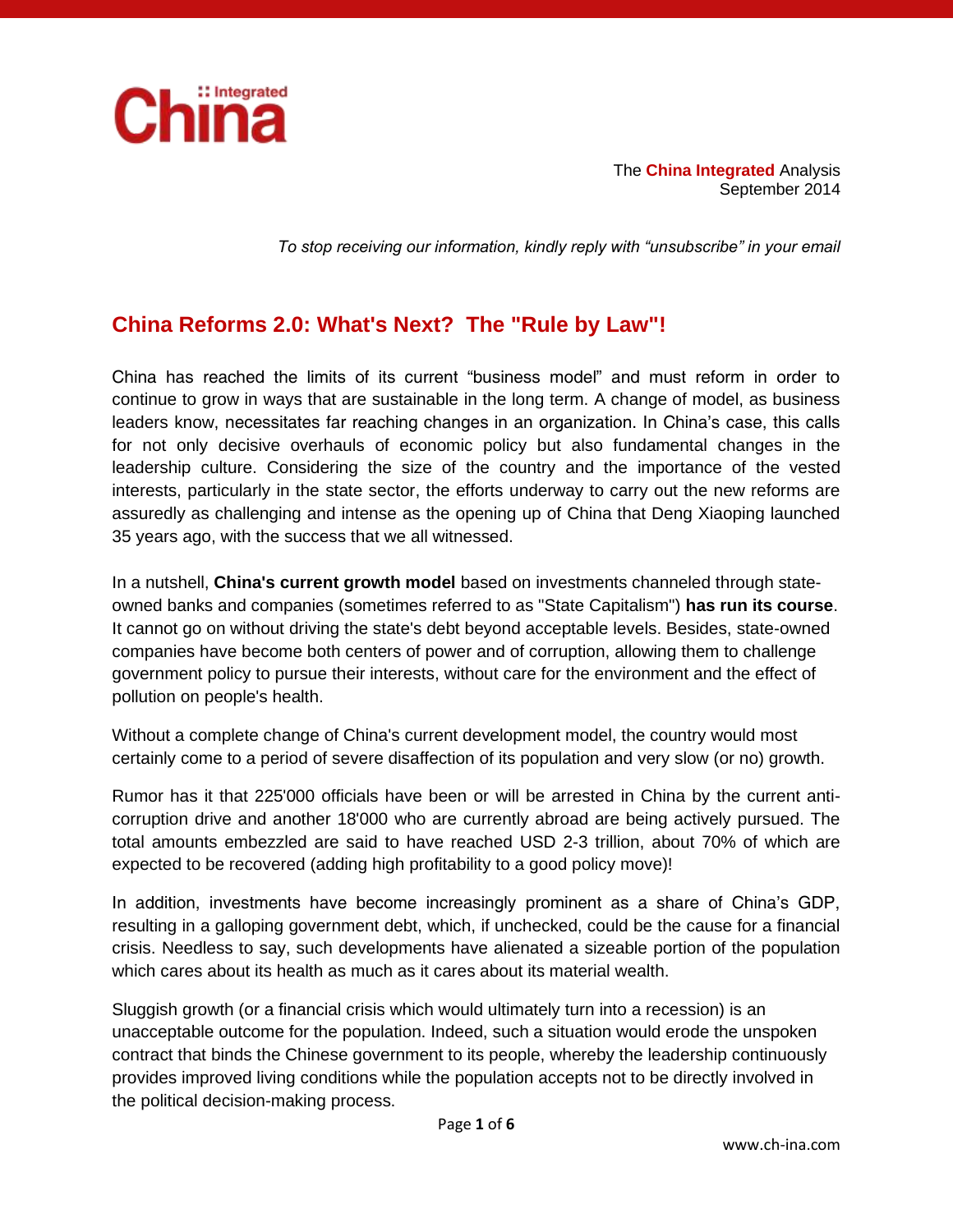The **China Integrated** Analysis
September 2014

*To stop receiving our information, kindly reply with “unsubscribe” in your email*

## China Reforms 2.0: What's Next? The "Rule by Law"!

China has reached the limits of its current “business model” and must reform in order to continue to grow in ways that are sustainable in the long term. A change of model, as business leaders know, necessitates far reaching changes in an organization. In China’s case, this calls for not only decisive overhauls of economic policy but also fundamental changes in the leadership culture. Considering the size of the country and the importance of the vested interests, particularly in the state sector, the efforts underway to carry out the new reforms are assuredly as challenging and intense as the opening up of China that Deng Xiaoping launched 35 years ago, with the success that we all witnessed.

In a nutshell, **China's current growth model** based on investments channeled through state-owned banks and companies (sometimes referred to as "State Capitalism") **has run its course**. It cannot go on without driving the state's debt beyond acceptable levels. Besides, state-owned companies have become both centers of power and of corruption, allowing them to challenge government policy to pursue their interests, without care for the environment and the effect of pollution on people's health.

Without a complete change of China's current development model, the country would most certainly come to a period of severe disaffection of its population and very slow (or no) growth.

Rumor has it that 225'000 officials have been or will be arrested in China by the current anti-corruption drive and another 18'000 who are currently abroad are being actively pursued. The total amounts embezzled are said to have reached USD 2-3 trillion, about 70% of which are expected to be recovered (adding high profitability to a good policy move)!

In addition, investments have become increasingly prominent as a share of China’s GDP, resulting in a galloping government debt, which, if unchecked, could be the cause for a financial crisis. Needless to say, such developments have alienated a sizeable portion of the population which cares about its health as much as it cares about its material wealth.

Sluggish growth (or a financial crisis which would ultimately turn into a recession) is an unacceptable outcome for the population. Indeed, such a situation would erode the unspoken contract that binds the Chinese government to its people, whereby the leadership continuously provides improved living conditions while the population accepts not to be directly involved in the political decision-making process.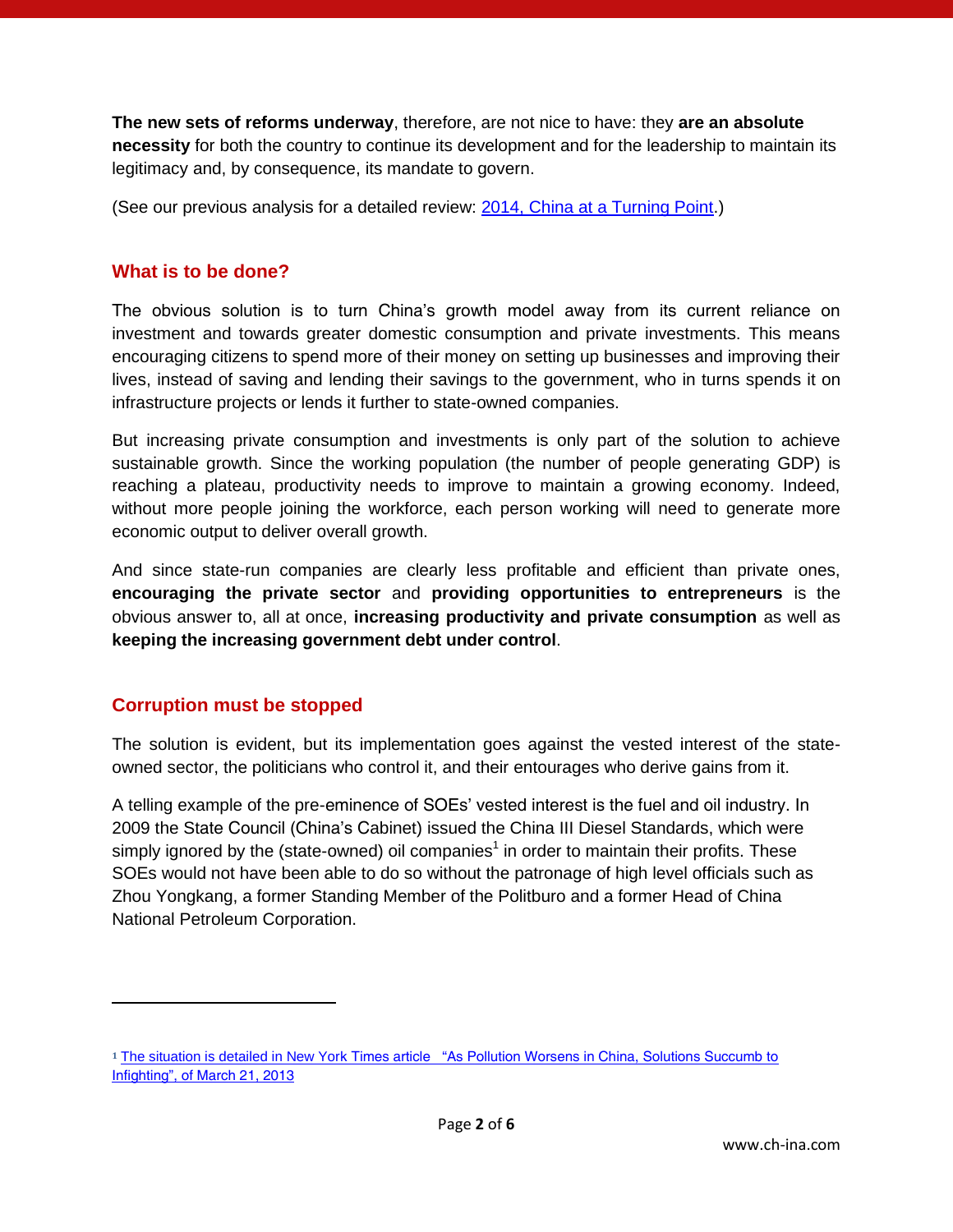**The new sets of reforms underway**, therefore, are not nice to have: they **are an absolute necessity** for both the country to continue its development and for the leadership to maintain its legitimacy and, by consequence, its mandate to govern.

(See our previous analysis for a detailed review: [2014, China at a Turning Point].)

## What is to be done?

The obvious solution is to turn China's growth model away from its current reliance on investment and towards greater domestic consumption and private investments. This means encouraging citizens to spend more of their money on setting up businesses and improving their lives, instead of saving and lending their savings to the government, who in turns spends it on infrastructure projects or lends it further to state-owned companies.

But increasing private consumption and investments is only part of the solution to achieve sustainable growth. Since the working population (the number of people generating GDP) is reaching a plateau, productivity needs to improve to maintain a growing economy. Indeed, without more people joining the workforce, each person working will need to generate more economic output to deliver overall growth.

And since state-run companies are clearly less profitable and efficient than private ones, **encouraging the private sector** and **providing opportunities to entrepreneurs** is the obvious answer to, all at once, **increasing productivity and private consumption** as well as **keeping the increasing government debt under control**.

## Corruption must be stopped

The solution is evident, but its implementation goes against the vested interest of the state-owned sector, the politicians who control it, and their entourages who derive gains from it.

A telling example of the pre-eminence of SOEs' vested interest is the fuel and oil industry. In 2009 the State Council (China's Cabinet) issued the China III Diesel Standards, which were simply ignored by the (state-owned) oil companies[1] in order to maintain their profits. These SOEs would not have been able to do so without the patronage of high level officials such as Zhou Yongkang, a former Standing Member of the Politburo and a former Head of China National Petroleum Corporation.

---

[1] The situation is detailed in New York Times article "As Pollution Worsens in China, Solutions Succumb to Infighting", of March 21, 2013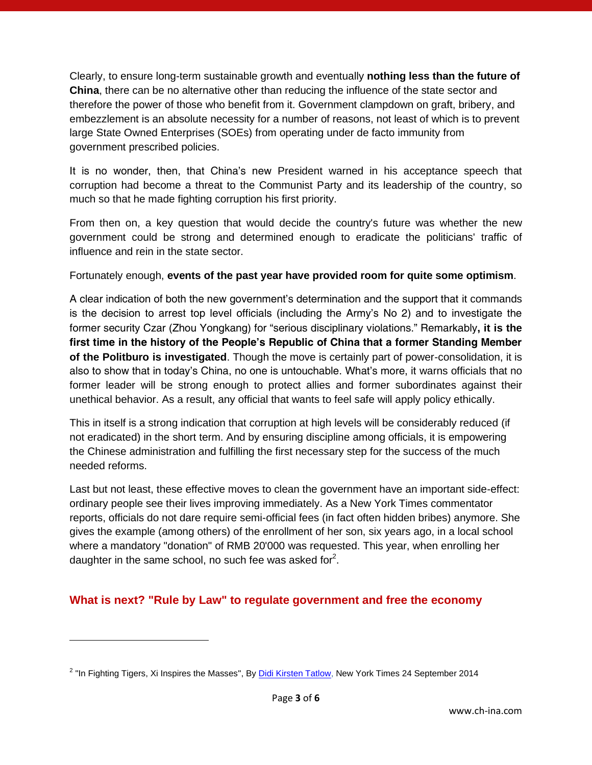Clearly, to ensure long-term sustainable growth and eventually **nothing less than the future of China**, there can be no alternative other than reducing the influence of the state sector and therefore the power of those who benefit from it. Government clampdown on graft, bribery, and embezzlement is an absolute necessity for a number of reasons, not least of which is to prevent large State Owned Enterprises (SOEs) from operating under de facto immunity from government prescribed policies.

It is no wonder, then, that China's new President warned in his acceptance speech that corruption had become a threat to the Communist Party and its leadership of the country, so much so that he made fighting corruption his first priority.

From then on, a key question that would decide the country's future was whether the new government could be strong and determined enough to eradicate the politicians' traffic of influence and rein in the state sector.

Fortunately enough, **events of the past year have provided room for quite some optimism**.

A clear indication of both the new government's determination and the support that it commands is the decision to arrest top level officials (including the Army's No 2) and to investigate the former security Czar (Zhou Yongkang) for "serious disciplinary violations." Remarkably**, it is the first time in the history of the People's Republic of China that a former Standing Member of the Politburo is investigated**. Though the move is certainly part of power-consolidation, it is also to show that in today's China, no one is untouchable. What's more, it warns officials that no former leader will be strong enough to protect allies and former subordinates against their unethical behavior. As a result, any official that wants to feel safe will apply policy ethically.

This in itself is a strong indication that corruption at high levels will be considerably reduced (if not eradicated) in the short term. And by ensuring discipline among officials, it is empowering the Chinese administration and fulfilling the first necessary step for the success of the much needed reforms.

Last but not least, these effective moves to clean the government have an important side-effect: ordinary people see their lives improving immediately. As a New York Times commentator reports, officials do not dare require semi-official fees (in fact often hidden bribes) anymore. She gives the example (among others) of the enrollment of her son, six years ago, in a local school where a mandatory "donation" of RMB 20'000 was requested. This year, when enrolling her daughter in the same school, no such fee was asked for[2].

## What is next? "Rule by Law" to regulate government and free the economy

[2] "In Fighting Tigers, Xi Inspires the Masses", By Didi Kirsten Tatlow, New York Times 24 September 2014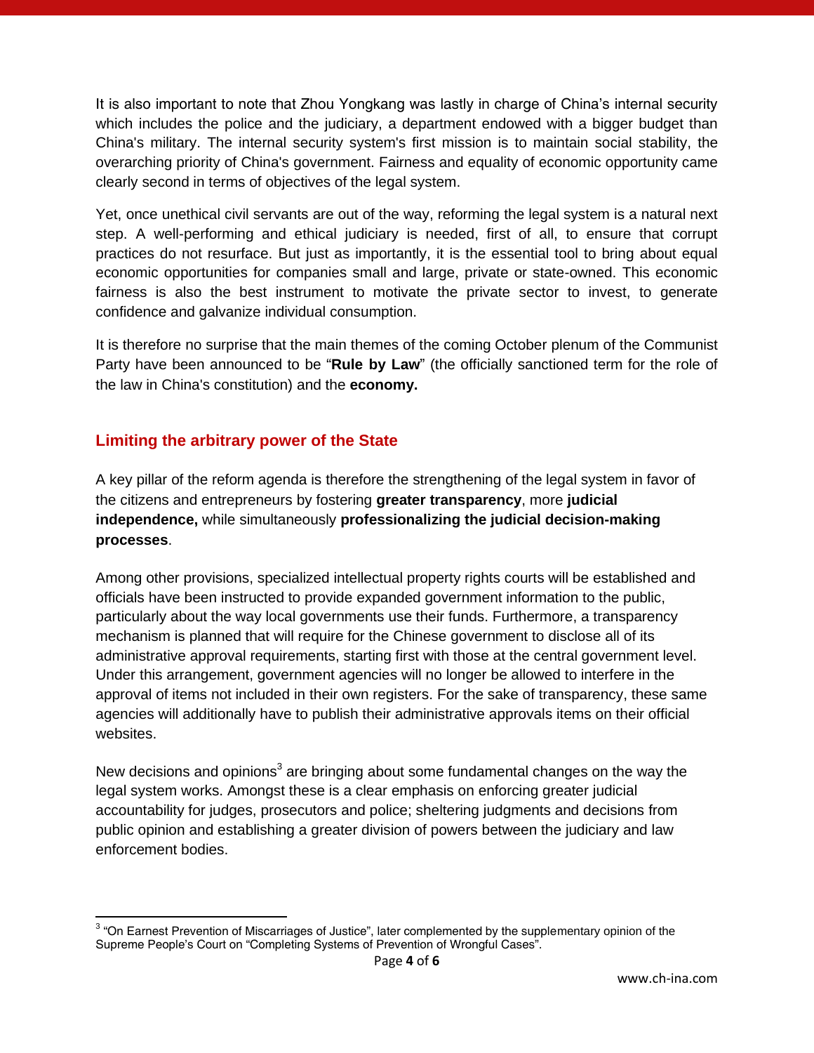It is also important to note that Zhou Yongkang was lastly in charge of China's internal security which includes the police and the judiciary, a department endowed with a bigger budget than China's military. The internal security system's first mission is to maintain social stability, the overarching priority of China's government. Fairness and equality of economic opportunity came clearly second in terms of objectives of the legal system.

Yet, once unethical civil servants are out of the way, reforming the legal system is a natural next step. A well-performing and ethical judiciary is needed, first of all, to ensure that corrupt practices do not resurface. But just as importantly, it is the essential tool to bring about equal economic opportunities for companies small and large, private or state-owned. This economic fairness is also the best instrument to motivate the private sector to invest, to generate confidence and galvanize individual consumption.

It is therefore no surprise that the main themes of the coming October plenum of the Communist Party have been announced to be "**Rule by Law**" (the officially sanctioned term for the role of the law in China's constitution) and the **economy.**

## Limiting the arbitrary power of the State

A key pillar of the reform agenda is therefore the strengthening of the legal system in favor of the citizens and entrepreneurs by fostering **greater transparency**, more **judicial independence,** while simultaneously **professionalizing the judicial decision-making processes**.

Among other provisions, specialized intellectual property rights courts will be established and officials have been instructed to provide expanded government information to the public, particularly about the way local governments use their funds. Furthermore, a transparency mechanism is planned that will require for the Chinese government to disclose all of its administrative approval requirements, starting first with those at the central government level. Under this arrangement, government agencies will no longer be allowed to interfere in the approval of items not included in their own registers. For the sake of transparency, these same agencies will additionally have to publish their administrative approvals items on their official websites.

New decisions and opinions[3] are bringing about some fundamental changes on the way the legal system works. Amongst these is a clear emphasis on enforcing greater judicial accountability for judges, prosecutors and police; sheltering judgments and decisions from public opinion and establishing a greater division of powers between the judiciary and law enforcement bodies.

[3] "On Earnest Prevention of Miscarriages of Justice", later complemented by the supplementary opinion of the Supreme People's Court on "Completing Systems of Prevention of Wrongful Cases".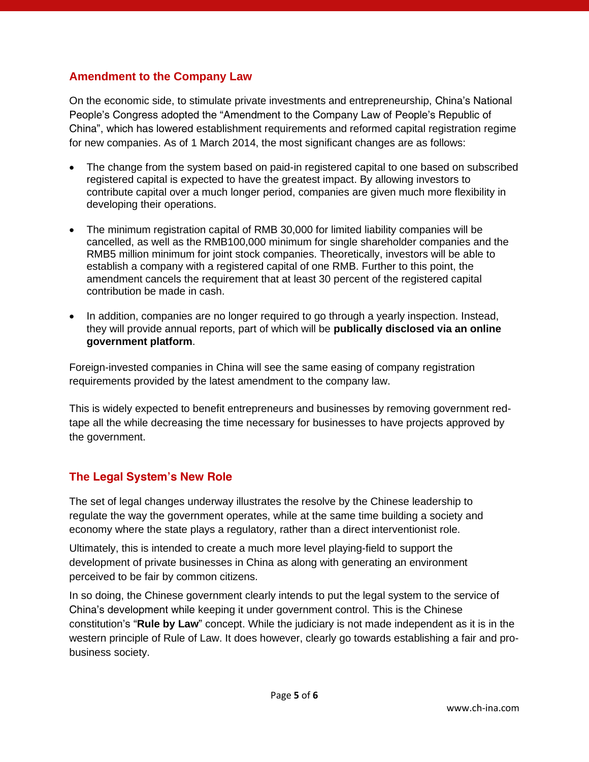## Amendment to the Company Law

On the economic side, to stimulate private investments and entrepreneurship, China's National People's Congress adopted the "Amendment to the Company Law of People's Republic of China", which has lowered establishment requirements and reformed capital registration regime for new companies. As of 1 March 2014, the most significant changes are as follows:

- The change from the system based on paid-in registered capital to one based on subscribed registered capital is expected to have the greatest impact. By allowing investors to contribute capital over a much longer period, companies are given much more flexibility in developing their operations.

- The minimum registration capital of RMB 30,000 for limited liability companies will be cancelled, as well as the RMB100,000 minimum for single shareholder companies and the RMB5 million minimum for joint stock companies. Theoretically, investors will be able to establish a company with a registered capital of one RMB. Further to this point, the amendment cancels the requirement that at least 30 percent of the registered capital contribution be made in cash.

- In addition, companies are no longer required to go through a yearly inspection. Instead, they will provide annual reports, part of which will be **publically disclosed via an online government platform**.

Foreign-invested companies in China will see the same easing of company registration requirements provided by the latest amendment to the company law.

This is widely expected to benefit entrepreneurs and businesses by removing government red-tape all the while decreasing the time necessary for businesses to have projects approved by the government.

## The Legal System's New Role

The set of legal changes underway illustrates the resolve by the Chinese leadership to regulate the way the government operates, while at the same time building a society and economy where the state plays a regulatory, rather than a direct interventionist role.

Ultimately, this is intended to create a much more level playing-field to support the development of private businesses in China as along with generating an environment perceived to be fair by common citizens.

In so doing, the Chinese government clearly intends to put the legal system to the service of China's development while keeping it under government control. This is the Chinese constitution's "**Rule by Law**" concept. While the judiciary is not made independent as it is in the western principle of Rule of Law. It does however, clearly go towards establishing a fair and pro-business society.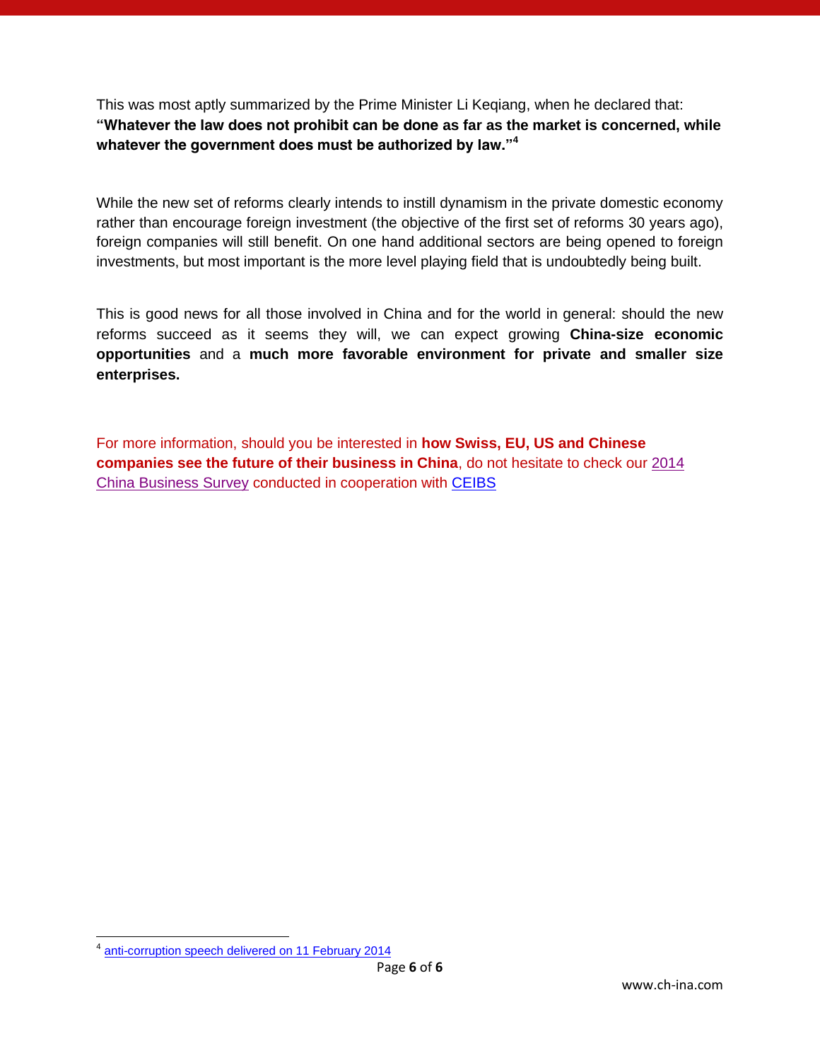This was most aptly summarized by the Prime Minister Li Keqiang, when he declared that: **"Whatever the law does not prohibit can be done as far as the market is concerned, while whatever the government does must be authorized by law."[4]**

While the new set of reforms clearly intends to instill dynamism in the private domestic economy rather than encourage foreign investment (the objective of the first set of reforms 30 years ago), foreign companies will still benefit. On one hand additional sectors are being opened to foreign investments, but most important is the more level playing field that is undoubtedly being built.

This is good news for all those involved in China and for the world in general: should the new reforms succeed as it seems they will, we can expect growing **China-size economic opportunities** and a **much more favorable environment for private and smaller size enterprises.**

For more information, should you be interested in **how Swiss, EU, US and Chinese companies see the future of their business in China**, do not hesitate to check our 2014 China Business Survey conducted in cooperation with CEIBS

[4] anti-corruption speech delivered on 11 February 2014

www.ch-ina.com